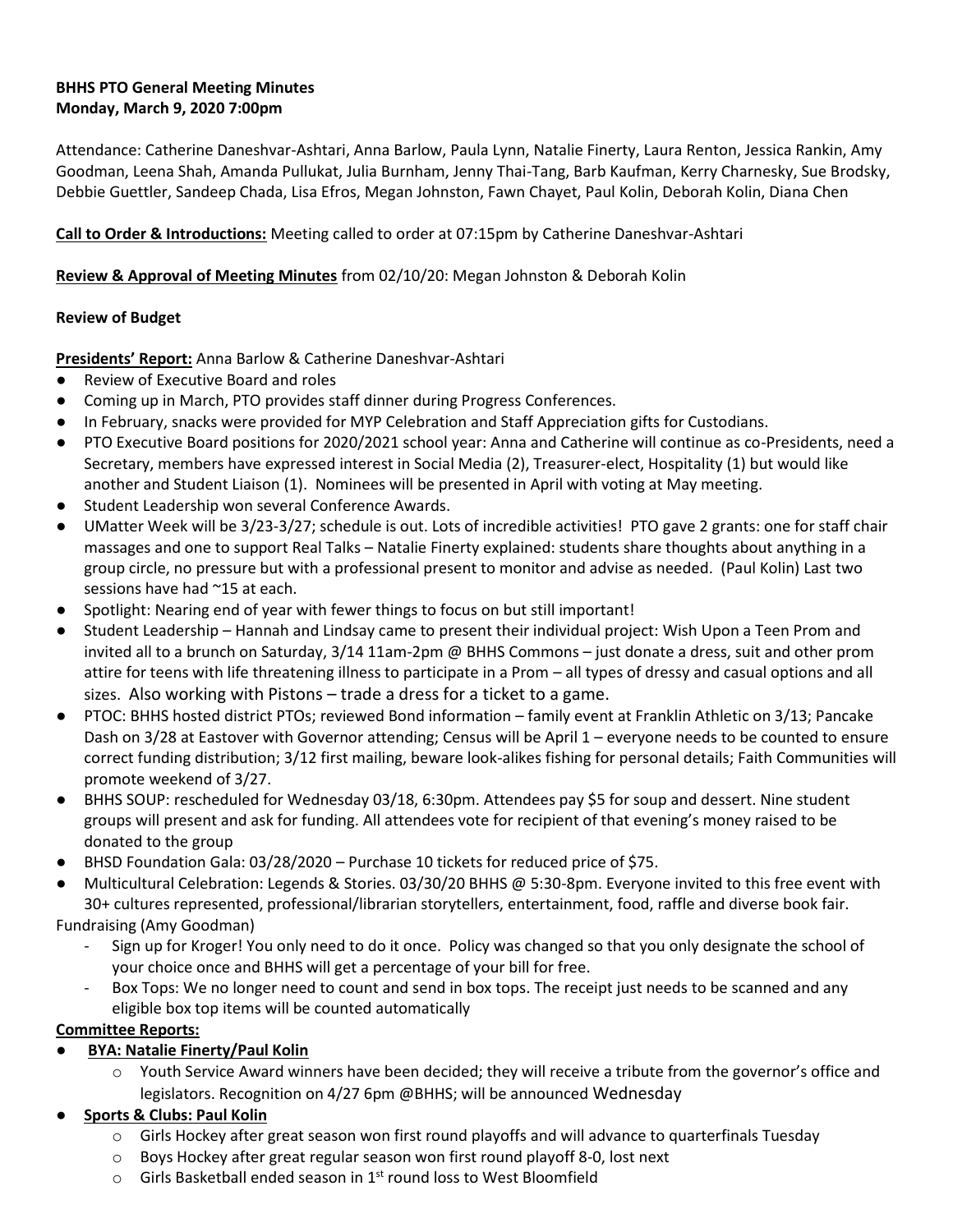**BHHS PTO General Meeting Minutes**
**Monday, March 9, 2020 7:00pm**

Attendance: Catherine Daneshvar-Ashtari, Anna Barlow, Paula Lynn, Natalie Finerty, Laura Renton, Jessica Rankin, Amy Goodman, Leena Shah, Amanda Pullukat, Julia Burnham, Jenny Thai-Tang, Barb Kaufman, Kerry Charnesky, Sue Brodsky, Debbie Guettler, Sandeep Chada, Lisa Efros, Megan Johnston, Fawn Chayet, Paul Kolin, Deborah Kolin, Diana Chen

**Call to Order & Introductions:** Meeting called to order at 07:15pm by Catherine Daneshvar-Ashtari

**Review & Approval of Meeting Minutes** from 02/10/20: Megan Johnston & Deborah Kolin

**Review of Budget**

**Presidents' Report:** Anna Barlow & Catherine Daneshvar-Ashtari

- Review of Executive Board and roles
- Coming up in March, PTO provides staff dinner during Progress Conferences.
- In February, snacks were provided for MYP Celebration and Staff Appreciation gifts for Custodians.
- PTO Executive Board positions for 2020/2021 school year: Anna and Catherine will continue as co-Presidents, need a Secretary, members have expressed interest in Social Media (2), Treasurer-elect, Hospitality (1) but would like another and Student Liaison (1). Nominees will be presented in April with voting at May meeting.
- Student Leadership won several Conference Awards.
- UMatter Week will be 3/23-3/27; schedule is out. Lots of incredible activities! PTO gave 2 grants: one for staff chair massages and one to support Real Talks – Natalie Finerty explained: students share thoughts about anything in a group circle, no pressure but with a professional present to monitor and advise as needed. (Paul Kolin) Last two sessions have had ~15 at each.
- Spotlight: Nearing end of year with fewer things to focus on but still important!
- Student Leadership – Hannah and Lindsay came to present their individual project: Wish Upon a Teen Prom and invited all to a brunch on Saturday, 3/14 11am-2pm @ BHHS Commons – just donate a dress, suit and other prom attire for teens with life threatening illness to participate in a Prom – all types of dressy and casual options and all sizes. Also working with Pistons – trade a dress for a ticket to a game.
- PTOC: BHHS hosted district PTOs; reviewed Bond information – family event at Franklin Athletic on 3/13; Pancake Dash on 3/28 at Eastover with Governor attending; Census will be April 1 – everyone needs to be counted to ensure correct funding distribution; 3/12 first mailing, beware look-alikes fishing for personal details; Faith Communities will promote weekend of 3/27.
- BHHS SOUP: rescheduled for Wednesday 03/18, 6:30pm. Attendees pay $5 for soup and dessert. Nine student groups will present and ask for funding. All attendees vote for recipient of that evening's money raised to be donated to the group
- BHSD Foundation Gala: 03/28/2020 – Purchase 10 tickets for reduced price of $75.
- Multicultural Celebration: Legends & Stories. 03/30/20 BHHS @ 5:30-8pm. Everyone invited to this free event with 30+ cultures represented, professional/librarian storytellers, entertainment, food, raffle and diverse book fair.

Fundraising (Amy Goodman)

- Sign up for Kroger! You only need to do it once. Policy was changed so that you only designate the school of your choice once and BHHS will get a percentage of your bill for free.
- Box Tops: We no longer need to count and send in box tops. The receipt just needs to be scanned and any eligible box top items will be counted automatically

**Committee Reports:**

- **BYA: Natalie Finerty/Paul Kolin**
  - Youth Service Award winners have been decided; they will receive a tribute from the governor's office and legislators. Recognition on 4/27 6pm @BHHS; will be announced Wednesday
- **Sports & Clubs: Paul Kolin**
  - Girls Hockey after great season won first round playoffs and will advance to quarterfinals Tuesday
  - Boys Hockey after great regular season won first round playoff 8-0, lost next
  - Girls Basketball ended season in 1st round loss to West Bloomfield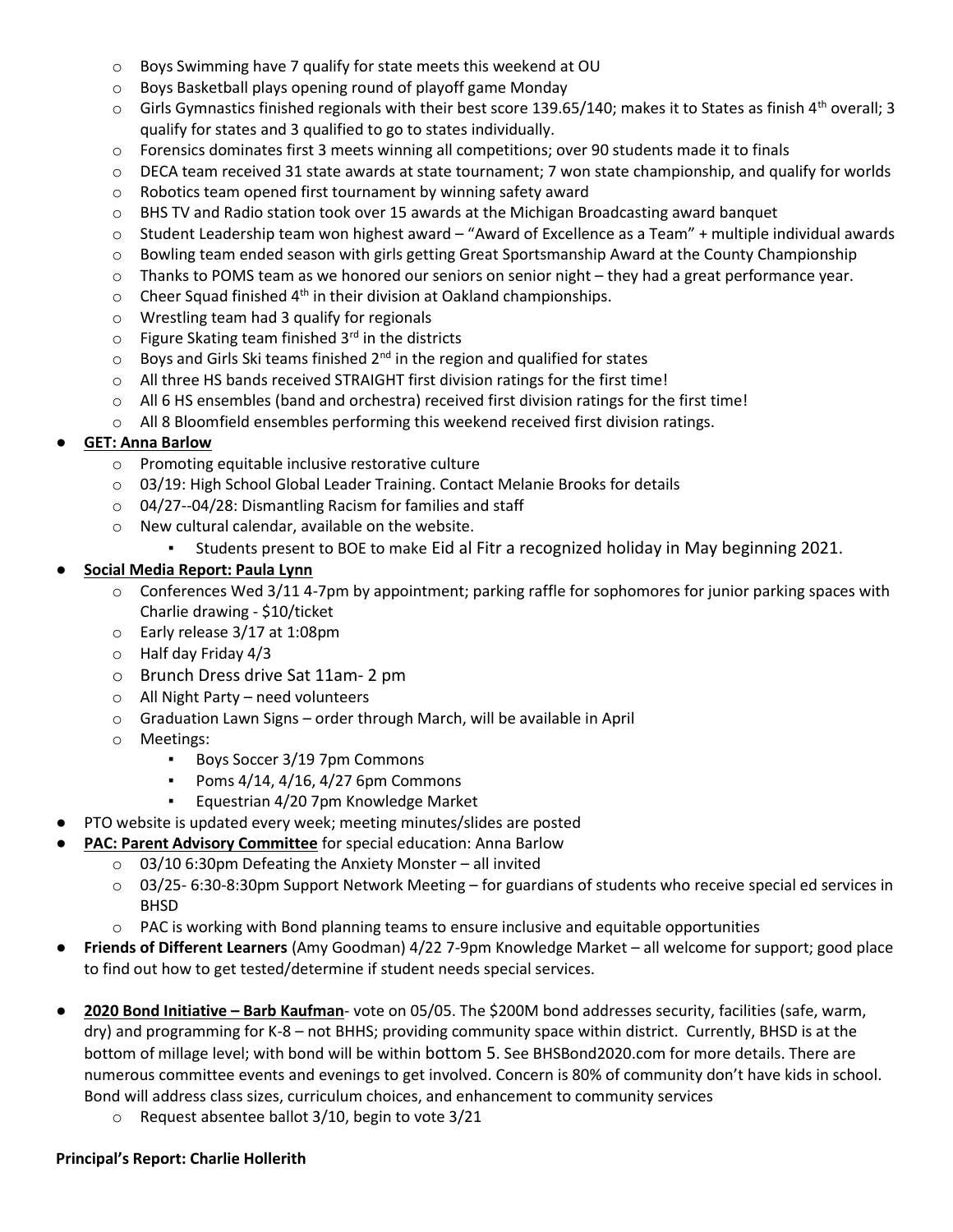- Boys Swimming have 7 qualify for state meets this weekend at OU
- Boys Basketball plays opening round of playoff game Monday
- Girls Gymnastics finished regionals with their best score 139.65/140; makes it to States as finish 4th overall; 3 qualify for states and 3 qualified to go to states individually.
- Forensics dominates first 3 meets winning all competitions; over 90 students made it to finals
- DECA team received 31 state awards at state tournament; 7 won state championship, and qualify for worlds
- Robotics team opened first tournament by winning safety award
- BHS TV and Radio station took over 15 awards at the Michigan Broadcasting award banquet
- Student Leadership team won highest award – "Award of Excellence as a Team" + multiple individual awards
- Bowling team ended season with girls getting Great Sportsmanship Award at the County Championship
- Thanks to POMS team as we honored our seniors on senior night – they had a great performance year.
- Cheer Squad finished 4th in their division at Oakland championships.
- Wrestling team had 3 qualify for regionals
- Figure Skating team finished 3rd in the districts
- Boys and Girls Ski teams finished 2nd in the region and qualified for states
- All three HS bands received STRAIGHT first division ratings for the first time!
- All 6 HS ensembles (band and orchestra) received first division ratings for the first time!
- All 8 Bloomfield ensembles performing this weekend received first division ratings.

- **GET: Anna Barlow**
  - Promoting equitable inclusive restorative culture
  - 03/19: High School Global Leader Training. Contact Melanie Brooks for details
  - 04/27--04/28: Dismantling Racism for families and staff
  - New cultural calendar, available on the website.
    - Students present to BOE to make Eid al Fitr a recognized holiday in May beginning 2021.
- **Social Media Report: Paula Lynn**
  - Conferences Wed 3/11 4-7pm by appointment; parking raffle for sophomores for junior parking spaces with Charlie drawing - $10/ticket
  - Early release 3/17 at 1:08pm
  - Half day Friday 4/3
  - Brunch Dress drive Sat 11am- 2 pm
  - All Night Party – need volunteers
  - Graduation Lawn Signs – order through March, will be available in April
  - Meetings:
    - Boys Soccer 3/19 7pm Commons
    - Poms 4/14, 4/16, 4/27 6pm Commons
    - Equestrian 4/20 7pm Knowledge Market
- PTO website is updated every week; meeting minutes/slides are posted
- **PAC: Parent Advisory Committee** for special education: Anna Barlow
  - 03/10 6:30pm Defeating the Anxiety Monster – all invited
  - 03/25- 6:30-8:30pm Support Network Meeting – for guardians of students who receive special ed services in BHSD
  - PAC is working with Bond planning teams to ensure inclusive and equitable opportunities
- **Friends of Different Learners** (Amy Goodman) 4/22 7-9pm Knowledge Market – all welcome for support; good place to find out how to get tested/determine if student needs special services.

- **2020 Bond Initiative – Barb Kaufman**- vote on 05/05. The $200M bond addresses security, facilities (safe, warm, dry) and programming for K-8 – not BHHS; providing community space within district. Currently, BHSD is at the bottom of millage level; with bond will be within bottom 5. See BHSBond2020.com for more details. There are numerous committee events and evenings to get involved. Concern is 80% of community don't have kids in school. Bond will address class sizes, curriculum choices, and enhancement to community services
  - Request absentee ballot 3/10, begin to vote 3/21

**Principal's Report: Charlie Hollerith**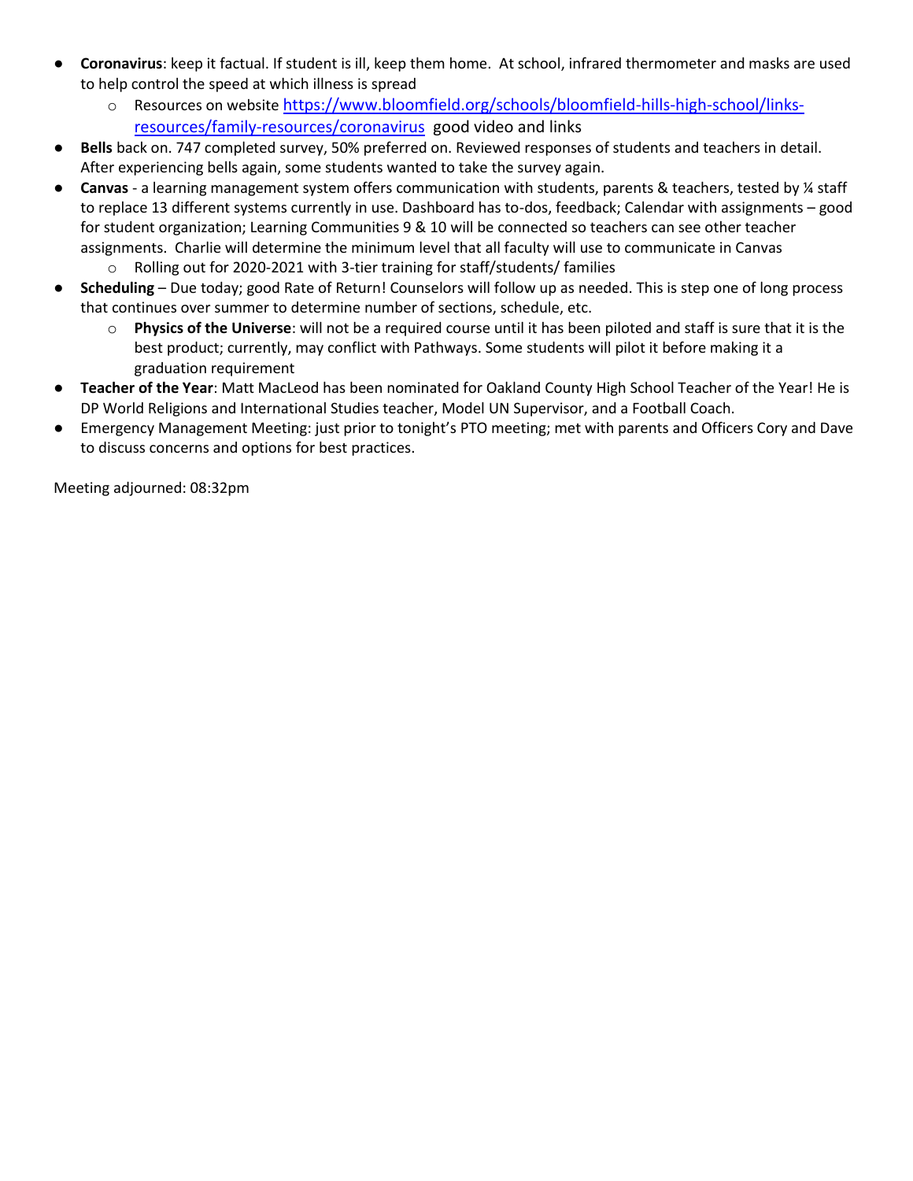- **Coronavirus**: keep it factual. If student is ill, keep them home. At school, infrared thermometer and masks are used to help control the speed at which illness is spread
  - Resources on website https://www.bloomfield.org/schools/bloomfield-hills-high-school/links-resources/family-resources/coronavirus good video and links
- **Bells** back on. 747 completed survey, 50% preferred on. Reviewed responses of students and teachers in detail. After experiencing bells again, some students wanted to take the survey again.
- **Canvas** - a learning management system offers communication with students, parents & teachers, tested by ¼ staff to replace 13 different systems currently in use. Dashboard has to-dos, feedback; Calendar with assignments – good for student organization; Learning Communities 9 & 10 will be connected so teachers can see other teacher assignments. Charlie will determine the minimum level that all faculty will use to communicate in Canvas
  - Rolling out for 2020-2021 with 3-tier training for staff/students/ families
- **Scheduling** – Due today; good Rate of Return! Counselors will follow up as needed. This is step one of long process that continues over summer to determine number of sections, schedule, etc.
  - **Physics of the Universe**: will not be a required course until it has been piloted and staff is sure that it is the best product; currently, may conflict with Pathways. Some students will pilot it before making it a graduation requirement
- **Teacher of the Year**: Matt MacLeod has been nominated for Oakland County High School Teacher of the Year! He is DP World Religions and International Studies teacher, Model UN Supervisor, and a Football Coach.
- Emergency Management Meeting: just prior to tonight's PTO meeting; met with parents and Officers Cory and Dave to discuss concerns and options for best practices.

Meeting adjourned: 08:32pm